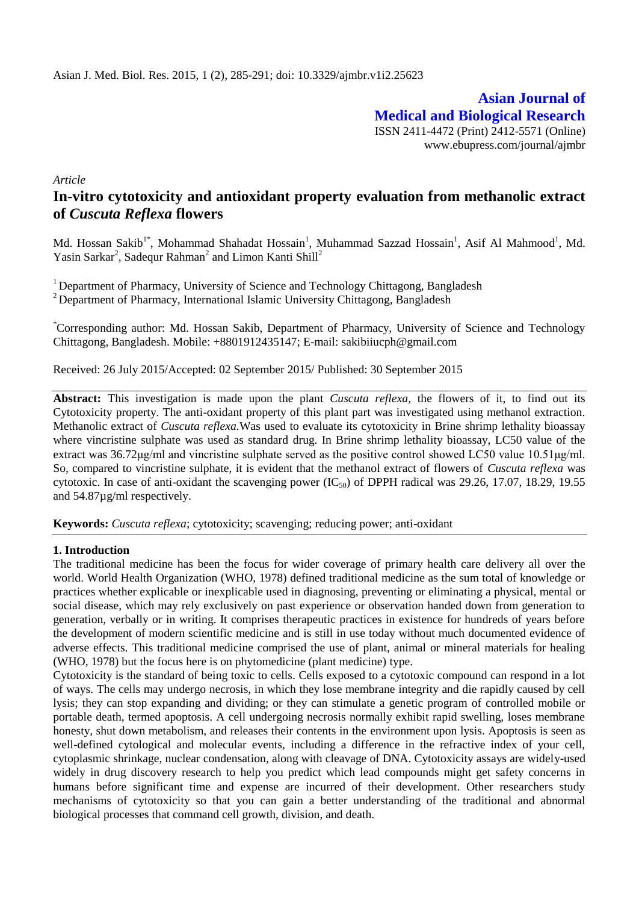*Article*

# In-vitro cytotoxicity and antioxidant property evaluation from methanolic extract of *Cuscuta Reflexa* flowers

Md. Hossan Sakib[1*], Mohammad Shahadat Hossain[1], Muhammad Sazzad Hossain[1], Asif Al Mahmood[1], Md. Yasin Sarkar[2], Sadequr Rahman[2] and Limon Kanti Shill[2]

[1] Department of Pharmacy, University of Science and Technology Chittagong, Bangladesh
[2] Department of Pharmacy, International Islamic University Chittagong, Bangladesh

[*]Corresponding author: Md. Hossan Sakib, Department of Pharmacy, University of Science and Technology Chittagong, Bangladesh. Mobile: +8801912435147; E-mail: sakibiiucph@gmail.com

Received: 26 July 2015/Accepted: 02 September 2015/ Published: 30 September 2015

**Abstract:** This investigation is made upon the plant *Cuscuta reflexa*, the flowers of it, to find out its Cytotoxicity property. The anti-oxidant property of this plant part was investigated using methanol extraction. Methanolic extract of *Cuscuta reflexa.*Was used to evaluate its cytotoxicity in Brine shrimp lethality bioassay where vincristine sulphate was used as standard drug. In Brine shrimp lethality bioassay, LC50 value of the extract was 36.72µg/ml and vincristine sulphate served as the positive control showed LC50 value 10.51µg/ml. So, compared to vincristine sulphate, it is evident that the methanol extract of flowers of *Cuscuta reflexa* was cytotoxic. In case of anti-oxidant the scavenging power ($IC_{50}$) of DPPH radical was 29.26, 17.07, 18.29, 19.55 and 54.87µg/ml respectively.

**Keywords:** *Cuscuta reflexa*; cytotoxicity; scavenging; reducing power; anti-oxidant

## 1. Introduction

The traditional medicine has been the focus for wider coverage of primary health care delivery all over the world. World Health Organization (WHO, 1978) defined traditional medicine as the sum total of knowledge or practices whether explicable or inexplicable used in diagnosing, preventing or eliminating a physical, mental or social disease, which may rely exclusively on past experience or observation handed down from generation to generation, verbally or in writing. It comprises therapeutic practices in existence for hundreds of years before the development of modern scientific medicine and is still in use today without much documented evidence of adverse effects. This traditional medicine comprised the use of plant, animal or mineral materials for healing (WHO, 1978) but the focus here is on phytomedicine (plant medicine) type.

Cytotoxicity is the standard of being toxic to cells. Cells exposed to a cytotoxic compound can respond in a lot of ways. The cells may undergo necrosis, in which they lose membrane integrity and die rapidly caused by cell lysis; they can stop expanding and dividing; or they can stimulate a genetic program of controlled mobile or portable death, termed apoptosis. A cell undergoing necrosis normally exhibit rapid swelling, loses membrane honesty, shut down metabolism, and releases their contents in the environment upon lysis. Apoptosis is seen as well-defined cytological and molecular events, including a difference in the refractive index of your cell, cytoplasmic shrinkage, nuclear condensation, along with cleavage of DNA. Cytotoxicity assays are widely-used widely in drug discovery research to help you predict which lead compounds might get safety concerns in humans before significant time and expense are incurred of their development. Other researchers study mechanisms of cytotoxicity so that you can gain a better understanding of the traditional and abnormal biological processes that command cell growth, division, and death.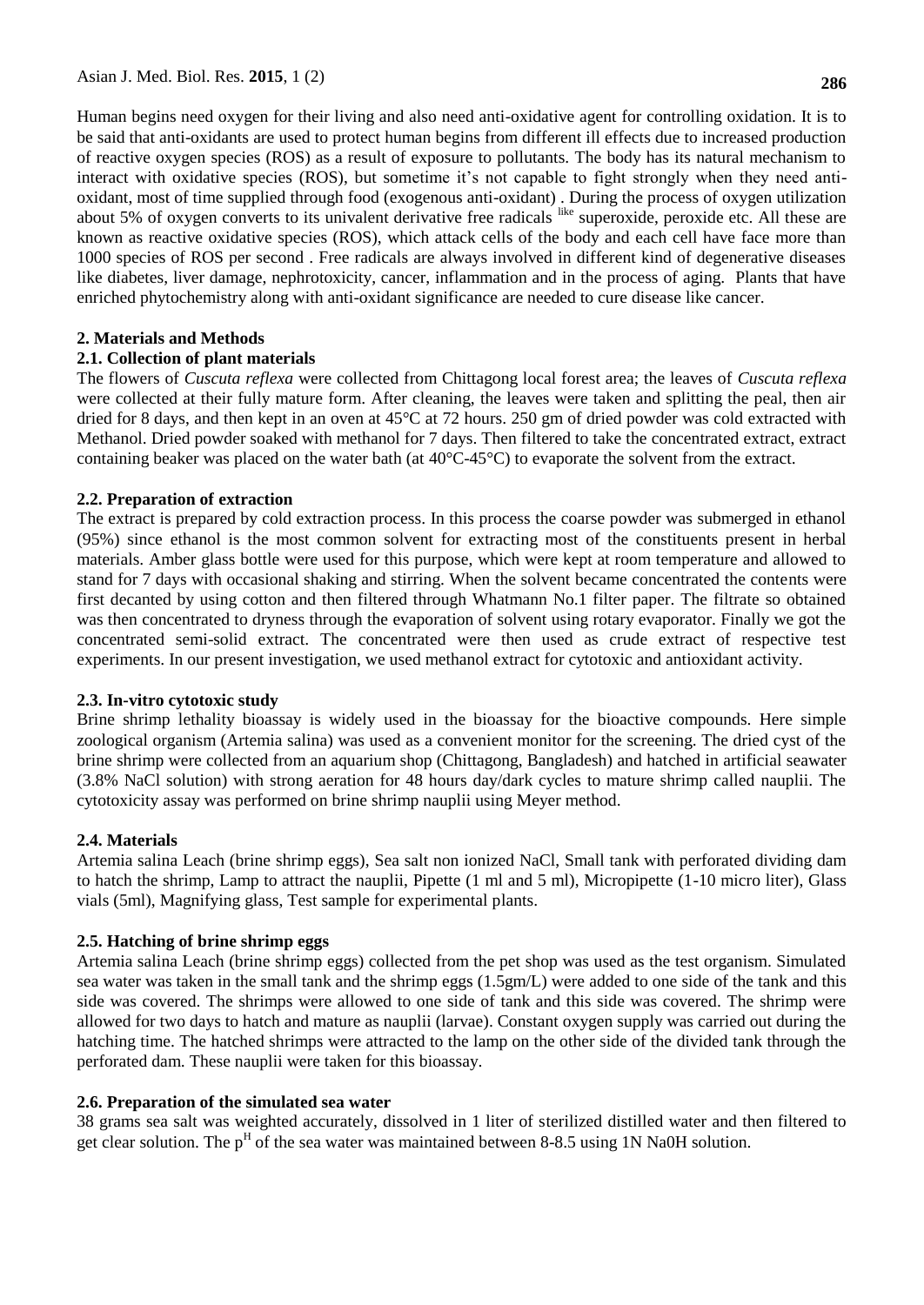Human begins need oxygen for their living and also need anti-oxidative agent for controlling oxidation. It is to be said that anti-oxidants are used to protect human begins from different ill effects due to increased production of reactive oxygen species (ROS) as a result of exposure to pollutants. The body has its natural mechanism to interact with oxidative species (ROS), but sometime it's not capable to fight strongly when they need anti-oxidant, most of time supplied through food (exogenous anti-oxidant) . During the process of oxygen utilization about 5% of oxygen converts to its univalent derivative free radicals like superoxide, peroxide etc. All these are known as reactive oxidative species (ROS), which attack cells of the body and each cell have face more than 1000 species of ROS per second . Free radicals are always involved in different kind of degenerative diseases like diabetes, liver damage, nephrotoxicity, cancer, inflammation and in the process of aging. Plants that have enriched phytochemistry along with anti-oxidant significance are needed to cure disease like cancer.

## 2. Materials and Methods

### 2.1. Collection of plant materials

The flowers of *Cuscuta reflexa* were collected from Chittagong local forest area; the leaves of *Cuscuta reflexa* were collected at their fully mature form. After cleaning, the leaves were taken and splitting the peal, then air dried for 8 days, and then kept in an oven at 45°C at 72 hours. 250 gm of dried powder was cold extracted with Methanol. Dried powder soaked with methanol for 7 days. Then filtered to take the concentrated extract, extract containing beaker was placed on the water bath (at 40°C-45°C) to evaporate the solvent from the extract.

### 2.2. Preparation of extraction

The extract is prepared by cold extraction process. In this process the coarse powder was submerged in ethanol (95%) since ethanol is the most common solvent for extracting most of the constituents present in herbal materials. Amber glass bottle were used for this purpose, which were kept at room temperature and allowed to stand for 7 days with occasional shaking and stirring. When the solvent became concentrated the contents were first decanted by using cotton and then filtered through Whatmann No.1 filter paper. The filtrate so obtained was then concentrated to dryness through the evaporation of solvent using rotary evaporator. Finally we got the concentrated semi-solid extract. The concentrated were then used as crude extract of respective test experiments. In our present investigation, we used methanol extract for cytotoxic and antioxidant activity.

### 2.3. In-vitro cytotoxic study

Brine shrimp lethality bioassay is widely used in the bioassay for the bioactive compounds. Here simple zoological organism (Artemia salina) was used as a convenient monitor for the screening. The dried cyst of the brine shrimp were collected from an aquarium shop (Chittagong, Bangladesh) and hatched in artificial seawater (3.8% NaCl solution) with strong aeration for 48 hours day/dark cycles to mature shrimp called nauplii. The cytotoxicity assay was performed on brine shrimp nauplii using Meyer method.

### 2.4. Materials

Artemia salina Leach (brine shrimp eggs), Sea salt non ionized NaCl, Small tank with perforated dividing dam to hatch the shrimp, Lamp to attract the nauplii, Pipette (1 ml and 5 ml), Micropipette (1-10 micro liter), Glass vials (5ml), Magnifying glass, Test sample for experimental plants.

### 2.5. Hatching of brine shrimp eggs

Artemia salina Leach (brine shrimp eggs) collected from the pet shop was used as the test organism. Simulated sea water was taken in the small tank and the shrimp eggs (1.5gm/L) were added to one side of the tank and this side was covered. The shrimps were allowed to one side of tank and this side was covered. The shrimp were allowed for two days to hatch and mature as nauplii (larvae). Constant oxygen supply was carried out during the hatching time. The hatched shrimps were attracted to the lamp on the other side of the divided tank through the perforated dam. These nauplii were taken for this bioassay.

### 2.6. Preparation of the simulated sea water

38 grams sea salt was weighted accurately, dissolved in 1 liter of sterilized distilled water and then filtered to get clear solution. The $p^H$ of the sea water was maintained between 8-8.5 using 1N Na0H solution.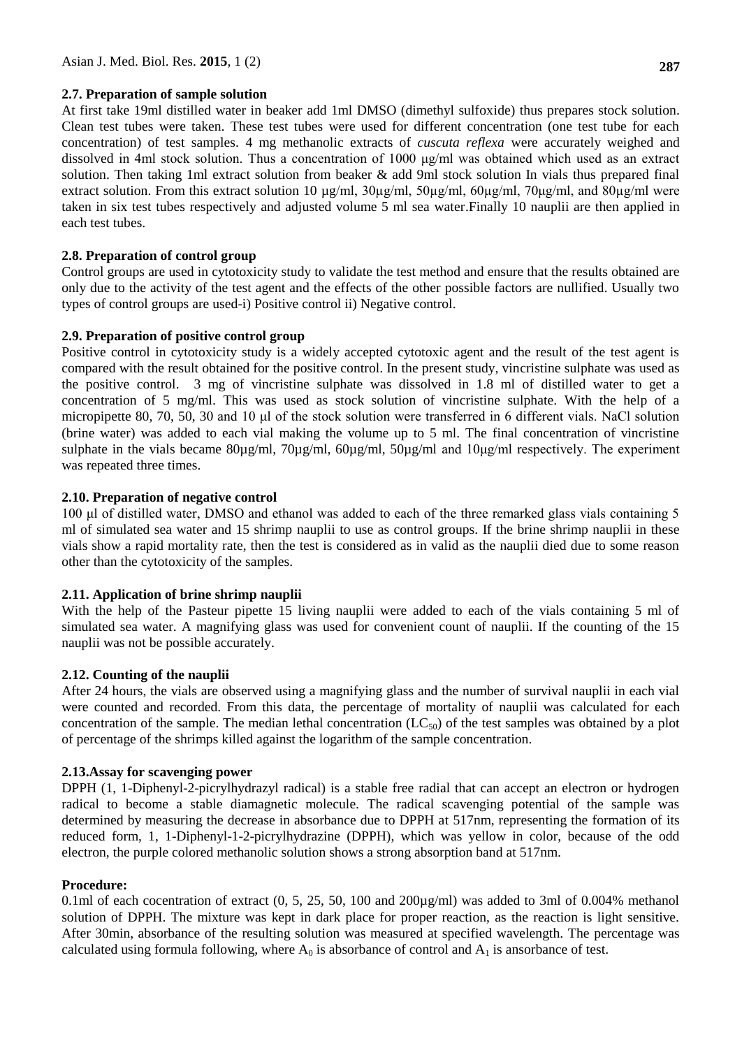### 2.7. Preparation of sample solution

At first take 19ml distilled water in beaker add 1ml DMSO (dimethyl sulfoxide) thus prepares stock solution. Clean test tubes were taken. These test tubes were used for different concentration (one test tube for each concentration) of test samples. 4 mg methanolic extracts of *cuscuta reflexa* were accurately weighed and dissolved in 4ml stock solution. Thus a concentration of 1000 μg/ml was obtained which used as an extract solution. Then taking 1ml extract solution from beaker & add 9ml stock solution In vials thus prepared final extract solution. From this extract solution 10 µg/ml, 30µg/ml, 50µg/ml, 60µg/ml, 70µg/ml, and 80µg/ml were taken in six test tubes respectively and adjusted volume 5 ml sea water.Finally 10 nauplii are then applied in each test tubes.

### 2.8. Preparation of control group

Control groups are used in cytotoxicity study to validate the test method and ensure that the results obtained are only due to the activity of the test agent and the effects of the other possible factors are nullified. Usually two types of control groups are used-i) Positive control ii) Negative control.

### 2.9. Preparation of positive control group

Positive control in cytotoxicity study is a widely accepted cytotoxic agent and the result of the test agent is compared with the result obtained for the positive control. In the present study, vincristine sulphate was used as the positive control. 3 mg of vincristine sulphate was dissolved in 1.8 ml of distilled water to get a concentration of 5 mg/ml. This was used as stock solution of vincristine sulphate. With the help of a micropipette 80, 70, 50, 30 and 10 μl of the stock solution were transferred in 6 different vials. NaCl solution (brine water) was added to each vial making the volume up to 5 ml. The final concentration of vincristine sulphate in the vials became 80µg/ml, 70µg/ml, 60µg/ml, 50µg/ml and 10µg/ml respectively. The experiment was repeated three times.

### 2.10. Preparation of negative control

100 μl of distilled water, DMSO and ethanol was added to each of the three remarked glass vials containing 5 ml of simulated sea water and 15 shrimp nauplii to use as control groups. If the brine shrimp nauplii in these vials show a rapid mortality rate, then the test is considered as in valid as the nauplii died due to some reason other than the cytotoxicity of the samples.

### 2.11. Application of brine shrimp nauplii

With the help of the Pasteur pipette 15 living nauplii were added to each of the vials containing 5 ml of simulated sea water. A magnifying glass was used for convenient count of nauplii. If the counting of the 15 nauplii was not be possible accurately.

### 2.12. Counting of the nauplii

After 24 hours, the vials are observed using a magnifying glass and the number of survival nauplii in each vial were counted and recorded. From this data, the percentage of mortality of nauplii was calculated for each concentration of the sample. The median lethal concentration ($LC_{50}$) of the test samples was obtained by a plot of percentage of the shrimps killed against the logarithm of the sample concentration.

### 2.13.Assay for scavenging power

DPPH (1, 1-Diphenyl-2-picrylhydrazyl radical) is a stable free radial that can accept an electron or hydrogen radical to become a stable diamagnetic molecule. The radical scavenging potential of the sample was determined by measuring the decrease in absorbance due to DPPH at 517nm, representing the formation of its reduced form, 1, 1-Diphenyl-1-2-picrylhydrazine (DPPH), which was yellow in color, because of the odd electron, the purple colored methanolic solution shows a strong absorption band at 517nm.

**Procedure:**

0.1ml of each cocentration of extract (0, 5, 25, 50, 100 and 200µg/ml) was added to 3ml of 0.004% methanol solution of DPPH. The mixture was kept in dark place for proper reaction, as the reaction is light sensitive. After 30min, absorbance of the resulting solution was measured at specified wavelength. The percentage was calculated using formula following, where $A_0$ is absorbance of control and $A_1$ is ansorbance of test.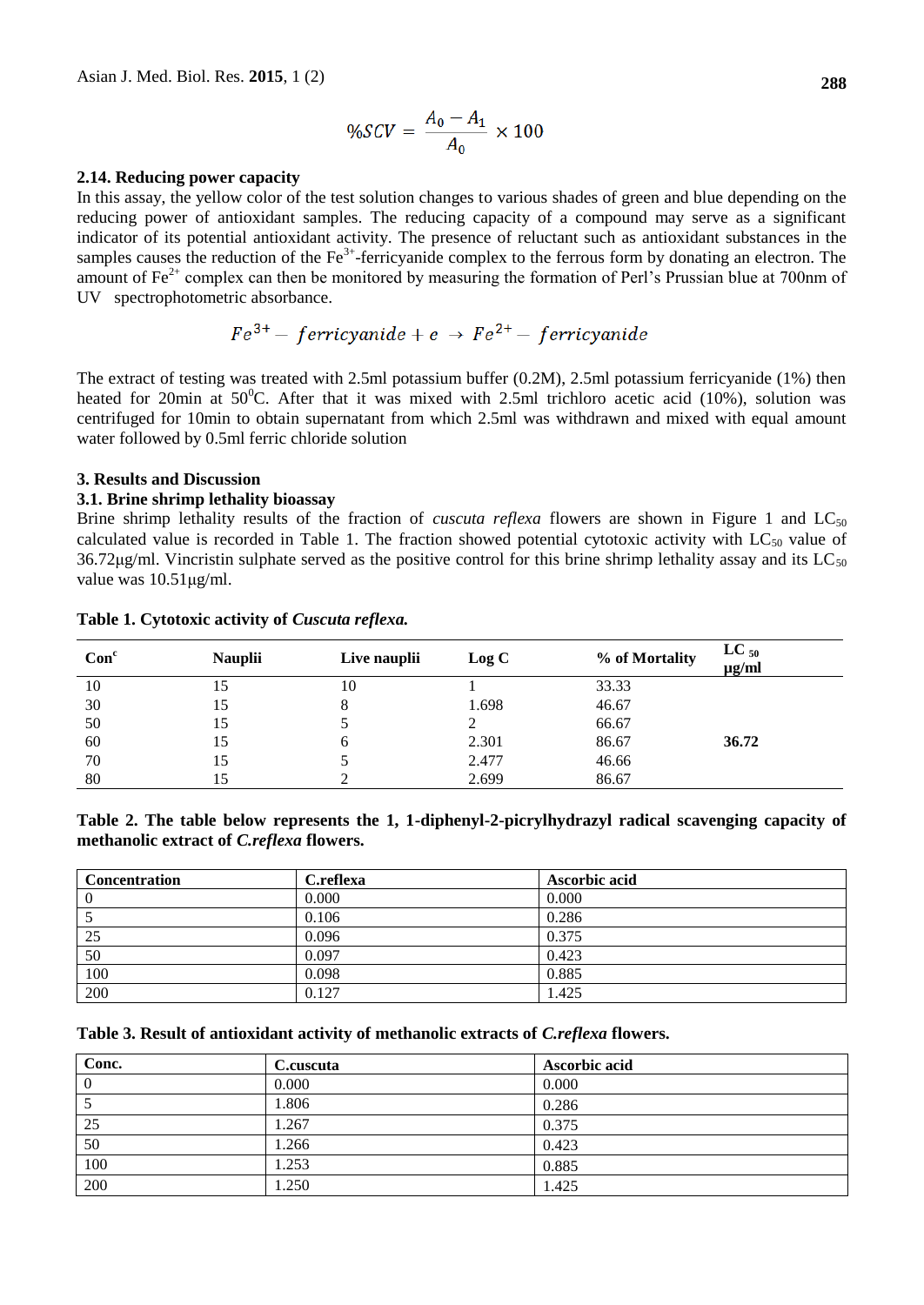$$\%SCV = \frac{A_0 - A_1}{A_0} \times 100$$

### 2.14. Reducing power capacity

In this assay, the yellow color of the test solution changes to various shades of green and blue depending on the reducing power of antioxidant samples. The reducing capacity of a compound may serve as a significant indicator of its potential antioxidant activity. The presence of reluctant such as antioxidant substances in the samples causes the reduction of the $Fe^{3+}$-ferricyanide complex to the ferrous form by donating an electron. The amount of $Fe^{2+}$ complex can then be monitored by measuring the formation of Perl's Prussian blue at 700nm of UV spectrophotometric absorbance.

$$Fe^{3+} - ferricyanide + e \rightarrow Fe^{2+} - ferricyanide$$

The extract of testing was treated with 2.5ml potassium buffer (0.2M), 2.5ml potassium ferricyanide (1%) then heated for 20min at 50$^0$C. After that it was mixed with 2.5ml trichloro acetic acid (10%), solution was centrifuged for 10min to obtain supernatant from which 2.5ml was withdrawn and mixed with equal amount water followed by 0.5ml ferric chloride solution

## 3. Results and Discussion

### 3.1. Brine shrimp lethality bioassay

Brine shrimp lethality results of the fraction of *cuscuta reflexa* flowers are shown in Figure 1 and $LC_{50}$ calculated value is recorded in Table 1. The fraction showed potential cytotoxic activity with $LC_{50}$ value of 36.72μg/ml. Vincristin sulphate served as the positive control for this brine shrimp lethality assay and its $LC_{50}$ value was 10.51μg/ml.

**Table 1. Cytotoxic activity of *Cuscuta reflexa.***

| Con$^c$ | Nauplii | Live nauplii | Log C | % of Mortality | $LC_{50}$ μg/ml |
|---|---|---|---|---|---|
| 10 | 15 | 10 | 1 | 33.33 | |
| 30 | 15 | 8 | 1.698 | 46.67 | |
| 50 | 15 | 5 | 2 | 66.67 | |
| 60 | 15 | 6 | 2.301 | 86.67 | **36.72** |
| 70 | 15 | 5 | 2.477 | 46.66 | |
| 80 | 15 | 2 | 2.699 | 86.67 | |

**Table 2. The table below represents the 1, 1-diphenyl-2-picrylhydrazyl radical scavenging capacity of methanolic extract of *C.reflexa* flowers.**

| Concentration | C.reflexa | Ascorbic acid |
|---|---|---|
| 0 | 0.000 | 0.000 |
| 5 | 0.106 | 0.286 |
| 25 | 0.096 | 0.375 |
| 50 | 0.097 | 0.423 |
| 100 | 0.098 | 0.885 |
| 200 | 0.127 | 1.425 |

**Table 3. Result of antioxidant activity of methanolic extracts of *C.reflexa* flowers.**

| Conc. | C.cuscuta | Ascorbic acid |
|---|---|---|
| 0 | 0.000 | 0.000 |
| 5 | 1.806 | 0.286 |
| 25 | 1.267 | 0.375 |
| 50 | 1.266 | 0.423 |
| 100 | 1.253 | 0.885 |
| 200 | 1.250 | 1.425 |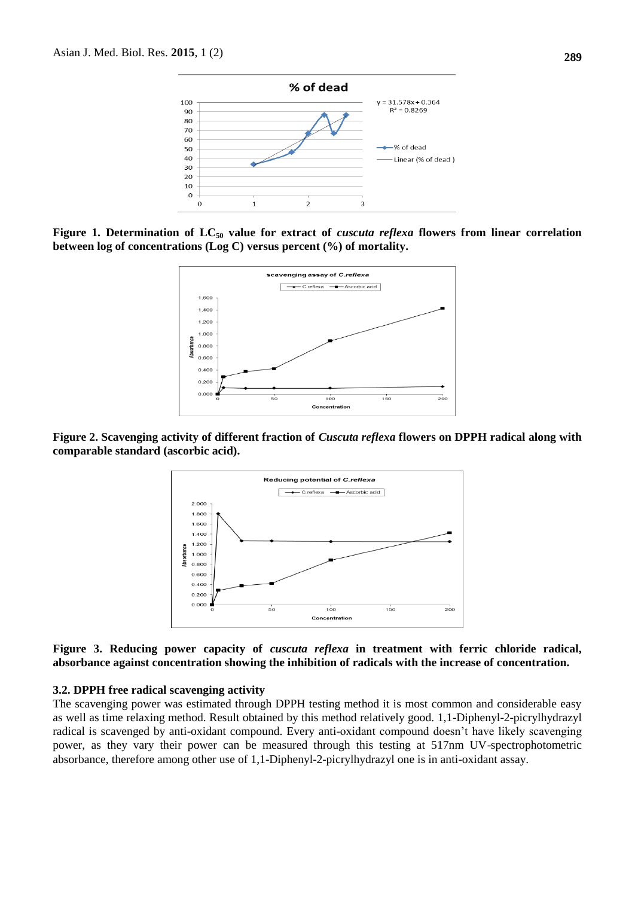**Figure 1. Determination of $LC_{50}$ value for extract of *cuscuta reflexa* flowers from linear correlation between log of concentrations (Log C) versus percent (%) of mortality.**

**Figure 2. Scavenging activity of different fraction of *Cuscuta reflexa* flowers on DPPH radical along with comparable standard (ascorbic acid).**

**Figure 3. Reducing power capacity of *cuscuta reflexa* in treatment with ferric chloride radical, absorbance against concentration showing the inhibition of radicals with the increase of concentration.**

### 3.2. DPPH free radical scavenging activity

The scavenging power was estimated through DPPH testing method it is most common and considerable easy as well as time relaxing method. Result obtained by this method relatively good. 1,1-Diphenyl-2-picrylhydrazyl radical is scavenged by anti-oxidant compound. Every anti-oxidant compound doesn't have likely scavenging power, as they vary their power can be measured through this testing at 517nm UV-spectrophotometric absorbance, therefore among other use of 1,1-Diphenyl-2-picrylhydrazyl one is in anti-oxidant assay.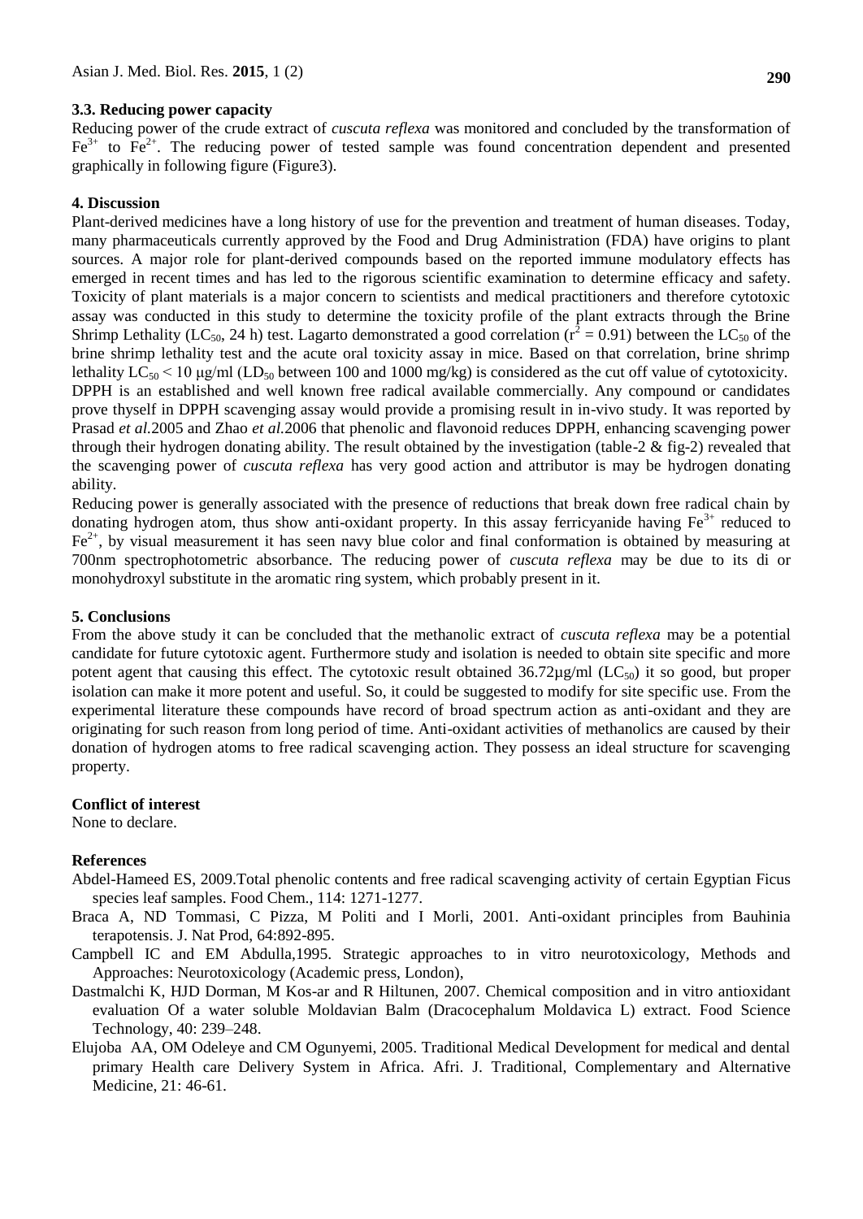### 3.3. Reducing power capacity

Reducing power of the crude extract of *cuscuta reflexa* was monitored and concluded by the transformation of $Fe^{3+}$ to $Fe^{2+}$. The reducing power of tested sample was found concentration dependent and presented graphically in following figure (Figure3).

## 4. Discussion

Plant-derived medicines have a long history of use for the prevention and treatment of human diseases. Today, many pharmaceuticals currently approved by the Food and Drug Administration (FDA) have origins to plant sources. A major role for plant-derived compounds based on the reported immune modulatory effects has emerged in recent times and has led to the rigorous scientific examination to determine efficacy and safety. Toxicity of plant materials is a major concern to scientists and medical practitioners and therefore cytotoxic assay was conducted in this study to determine the toxicity profile of the plant extracts through the Brine Shrimp Lethality ($LC_{50}$, 24 h) test. Lagarto demonstrated a good correlation ($r^2 = 0.91$) between the $LC_{50}$ of the brine shrimp lethality test and the acute oral toxicity assay in mice. Based on that correlation, brine shrimp lethality $LC_{50} < 10$ µg/ml ($LD_{50}$ between 100 and 1000 mg/kg) is considered as the cut off value of cytotoxicity. DPPH is an established and well known free radical available commercially. Any compound or candidates prove thyself in DPPH scavenging assay would provide a promising result in in-vivo study. It was reported by Prasad *et al.*2005 and Zhao *et al.*2006 that phenolic and flavonoid reduces DPPH, enhancing scavenging power through their hydrogen donating ability. The result obtained by the investigation (table-2 & fig-2) revealed that the scavenging power of *cuscuta reflexa* has very good action and attributor is may be hydrogen donating ability.

Reducing power is generally associated with the presence of reductions that break down free radical chain by donating hydrogen atom, thus show anti-oxidant property. In this assay ferricyanide having $Fe^{3+}$ reduced to $Fe^{2+}$, by visual measurement it has seen navy blue color and final conformation is obtained by measuring at 700nm spectrophotometric absorbance. The reducing power of *cuscuta reflexa* may be due to its di or monohydroxyl substitute in the aromatic ring system, which probably present in it.

## 5. Conclusions

From the above study it can be concluded that the methanolic extract of *cuscuta reflexa* may be a potential candidate for future cytotoxic agent. Furthermore study and isolation is needed to obtain site specific and more potent agent that causing this effect. The cytotoxic result obtained 36.72µg/ml ($LC_{50}$) it so good, but proper isolation can make it more potent and useful. So, it could be suggested to modify for site specific use. From the experimental literature these compounds have record of broad spectrum action as anti-oxidant and they are originating for such reason from long period of time. Anti-oxidant activities of methanolics are caused by their donation of hydrogen atoms to free radical scavenging action. They possess an ideal structure for scavenging property.

## Conflict of interest

None to declare.

## References

Abdel-Hameed ES, 2009.Total phenolic contents and free radical scavenging activity of certain Egyptian Ficus species leaf samples. Food Chem., 114: 1271-1277.

Braca A, ND Tommasi, C Pizza, M Politi and I Morli, 2001. Anti-oxidant principles from Bauhinia terapotensis. J. Nat Prod, 64:892-895.

Campbell IC and EM Abdulla,1995. Strategic approaches to in vitro neurotoxicology, Methods and Approaches: Neurotoxicology (Academic press, London),

Dastmalchi K, HJD Dorman, M Kos-ar and R Hiltunen, 2007. Chemical composition and in vitro antioxidant evaluation Of a water soluble Moldavian Balm (Dracocephalum Moldavica L) extract. Food Science Technology, 40: 239–248.

Elujoba AA, OM Odeleye and CM Ogunyemi, 2005. Traditional Medical Development for medical and dental primary Health care Delivery System in Africa. Afri. J. Traditional, Complementary and Alternative Medicine, 21: 46-61.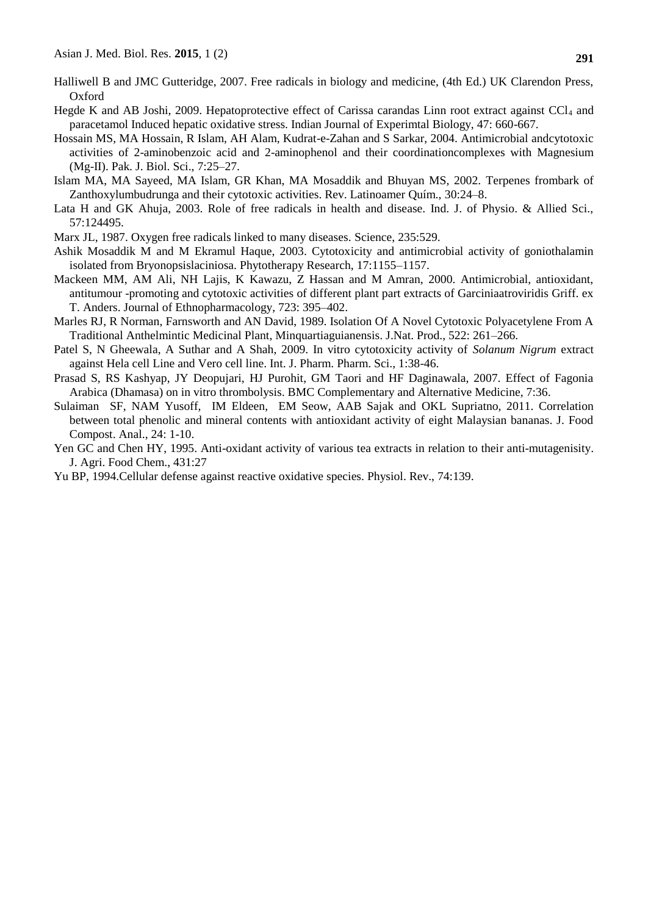Halliwell B and JMC Gutteridge, 2007. Free radicals in biology and medicine, (4th Ed.) UK Clarendon Press, Oxford

Hegde K and AB Joshi, 2009. Hepatoprotective effect of Carissa carandas Linn root extract against $CCl_4$ and paracetamol Induced hepatic oxidative stress. Indian Journal of Experimtal Biology, 47: 660-667.

Hossain MS, MA Hossain, R Islam, AH Alam, Kudrat-e-Zahan and S Sarkar, 2004. Antimicrobial andcytotoxic activities of 2-aminobenzoic acid and 2-aminophenol and their coordinationcomplexes with Magnesium (Mg-II). Pak. J. Biol. Sci., 7:25–27.

Islam MA, MA Sayeed, MA Islam, GR Khan, MA Mosaddik and Bhuyan MS, 2002. Terpenes frombark of Zanthoxylumbudrunga and their cytotoxic activities. Rev. Latinoamer Quím., 30:24–8.

Lata H and GK Ahuja, 2003. Role of free radicals in health and disease. Ind. J. of Physio. & Allied Sci., 57:124495.

Marx JL, 1987. Oxygen free radicals linked to many diseases. Science, 235:529.

Ashik Mosaddik M and M Ekramul Haque, 2003. Cytotoxicity and antimicrobial activity of goniothalamin isolated from Bryonopsislaciniosa. Phytotherapy Research, 17:1155–1157.

Mackeen MM, AM Ali, NH Lajis, K Kawazu, Z Hassan and M Amran, 2000. Antimicrobial, antioxidant, antitumour -promoting and cytotoxic activities of different plant part extracts of Garciniaatroviridis Griff. ex T. Anders. Journal of Ethnopharmacology, 723: 395–402.

Marles RJ, R Norman, Farnsworth and AN David, 1989. Isolation Of A Novel Cytotoxic Polyacetylene From A Traditional Anthelmintic Medicinal Plant, Minquartiaguianensis. J.Nat. Prod., 522: 261–266.

Patel S, N Gheewala, A Suthar and A Shah, 2009. In vitro cytotoxicity activity of *Solanum Nigrum* extract against Hela cell Line and Vero cell line. Int. J. Pharm. Pharm. Sci., 1:38-46.

Prasad S, RS Kashyap, JY Deopujari, HJ Purohit, GM Taori and HF Daginawala, 2007. Effect of Fagonia Arabica (Dhamasa) on in vitro thrombolysis. BMC Complementary and Alternative Medicine, 7:36.

Sulaiman SF, NAM Yusoff, IM Eldeen, EM Seow, AAB Sajak and OKL Supriatno, 2011. Correlation between total phenolic and mineral contents with antioxidant activity of eight Malaysian bananas. J. Food Compost. Anal., 24: 1-10.

Yen GC and Chen HY, 1995. Anti-oxidant activity of various tea extracts in relation to their anti-mutagenisity. J. Agri. Food Chem., 431:27

Yu BP, 1994.Cellular defense against reactive oxidative species. Physiol. Rev., 74:139.